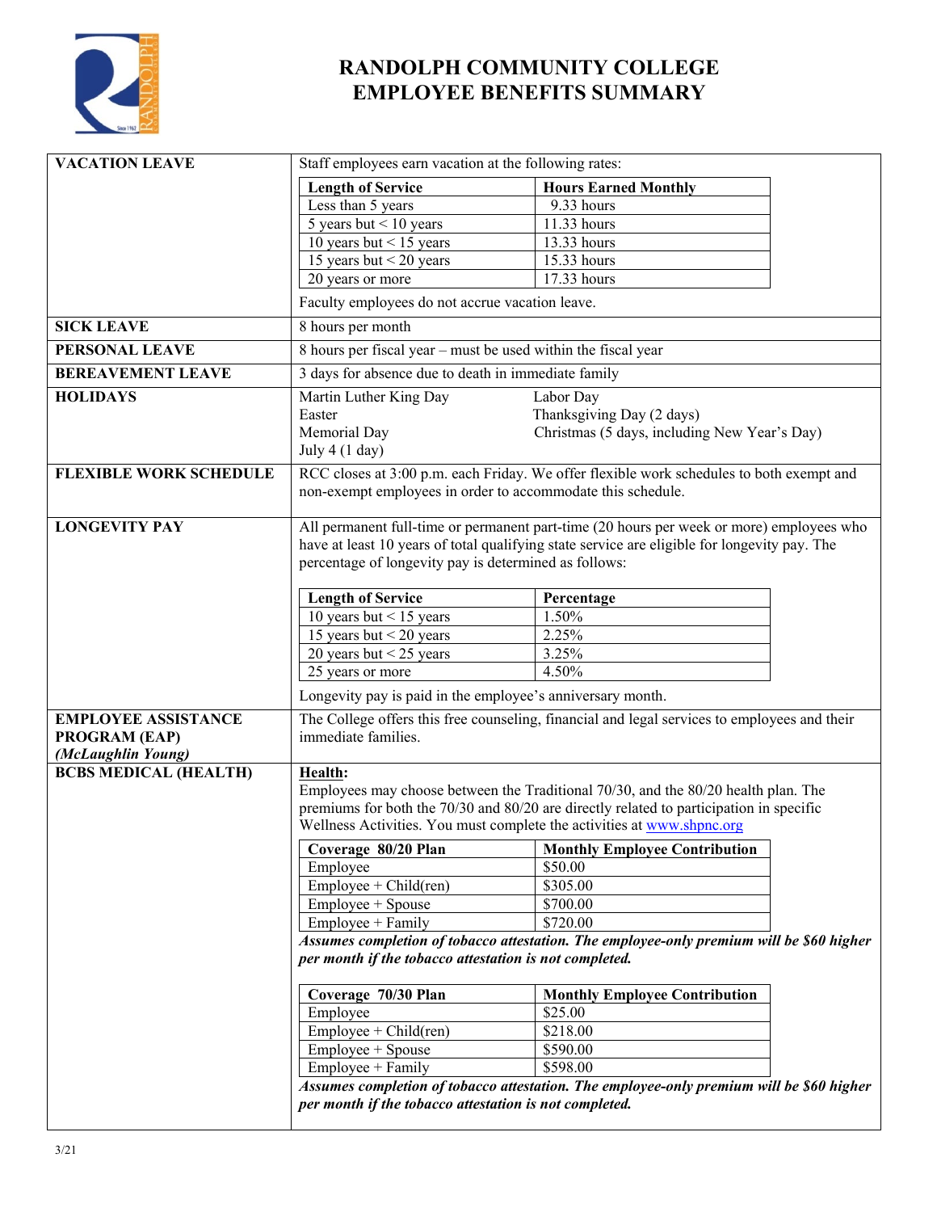# RANDOLPH COMMUNITY COLLEGE
# EMPLOYEE BENEFITS SUMMARY

## VACATION LEAVE

Staff employees earn vacation at the following rates:

| Length of Service | Hours Earned Monthly |
|---|---|
| Less than 5 years | 9.33 hours |
| 5 years but < 10 years | 11.33 hours |
| 10 years but < 15 years | 13.33 hours |
| 15 years but < 20 years | 15.33 hours |
| 20 years or more | 17.33 hours |

Faculty employees do not accrue vacation leave.

## SICK LEAVE

8 hours per month

## PERSONAL LEAVE

8 hours per fiscal year – must be used within the fiscal year

## BEREAVEMENT LEAVE

3 days for absence due to death in immediate family

## HOLIDAYS

- Martin Luther King Day
- Easter
- Memorial Day
- July 4 (1 day)
- Labor Day
- Thanksgiving Day (2 days)
- Christmas (5 days, including New Year's Day)

## FLEXIBLE WORK SCHEDULE

RCC closes at 3:00 p.m. each Friday. We offer flexible work schedules to both exempt and non-exempt employees in order to accommodate this schedule.

## LONGEVITY PAY

All permanent full-time or permanent part-time (20 hours per week or more) employees who have at least 10 years of total qualifying state service are eligible for longevity pay. The percentage of longevity pay is determined as follows:

| Length of Service | Percentage |
|---|---|
| 10 years but < 15 years | 1.50% |
| 15 years but < 20 years | 2.25% |
| 20 years but < 25 years | 3.25% |
| 25 years or more | 4.50% |

Longevity pay is paid in the employee's anniversary month.

## EMPLOYEE ASSISTANCE PROGRAM (EAP) *(McLaughlin Young)*

The College offers this free counseling, financial and legal services to employees and their immediate families.

## BCBS MEDICAL (HEALTH)

**Health:**

Employees may choose between the Traditional 70/30, and the 80/20 health plan. The premiums for both the 70/30 and 80/20 are directly related to participation in specific Wellness Activities. You must complete the activities at www.shpnc.org

| Coverage 80/20 Plan | Monthly Employee Contribution |
|---|---|
| Employee | $50.00 |
| Employee + Child(ren) | $305.00 |
| Employee + Spouse | $700.00 |
| Employee + Family | $720.00 |

***Assumes completion of tobacco attestation. The employee-only premium will be $60 higher per month if the tobacco attestation is not completed.***

| Coverage 70/30 Plan | Monthly Employee Contribution |
|---|---|
| Employee | $25.00 |
| Employee + Child(ren) | $218.00 |
| Employee + Spouse | $590.00 |
| Employee + Family | $598.00 |

***Assumes completion of tobacco attestation. The employee-only premium will be $60 higher per month if the tobacco attestation is not completed.***

3/21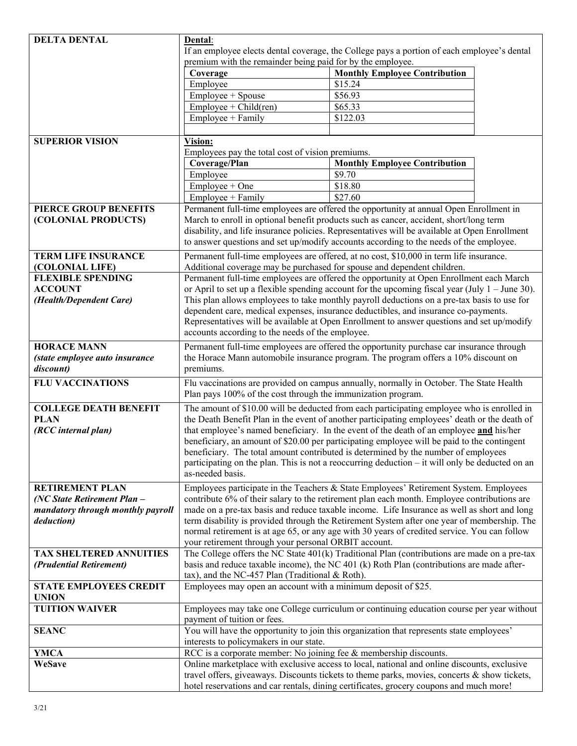| | |
|---|---|
| **DELTA DENTAL** | **Dental**:<br>If an employee elects dental coverage, the College pays a portion of each employee's dental premium with the remainder being paid for by the employee.<br><br>**Coverage** — **Monthly Employee Contribution**<br>Employee — $15.24<br>Employee + Spouse — $56.93<br>Employee + Child(ren) — $65.33<br>Employee + Family — $122.03 |
| **SUPERIOR VISION** | **Vision:**<br>Employees pay the total cost of vision premiums.<br><br>**Coverage/Plan** — **Monthly Employee Contribution**<br>Employee — $9.70<br>Employee + One — $18.80<br>Employee + Family — $27.60 |
| **PIERCE GROUP BENEFITS (COLONIAL PRODUCTS)** | Permanent full-time employees are offered the opportunity at annual Open Enrollment in March to enroll in optional benefit products such as cancer, accident, short/long term disability, and life insurance policies. Representatives will be available at Open Enrollment to answer questions and set up/modify accounts according to the needs of the employee. |
| **TERM LIFE INSURANCE (COLONIAL LIFE)** | Permanent full-time employees are offered, at no cost, $10,000 in term life insurance. Additional coverage may be purchased for spouse and dependent children. |
| **FLEXIBLE SPENDING ACCOUNT** ***(Health/Dependent Care)*** | Permanent full-time employees are offered the opportunity at Open Enrollment each March or April to set up a flexible spending account for the upcoming fiscal year (July 1 – June 30). This plan allows employees to take monthly payroll deductions on a pre-tax basis to use for dependent care, medical expenses, insurance deductibles, and insurance co-payments. Representatives will be available at Open Enrollment to answer questions and set up/modify accounts according to the needs of the employee. |
| **HORACE MANN** ***(state employee auto insurance discount)*** | Permanent full-time employees are offered the opportunity purchase car insurance through the Horace Mann automobile insurance program. The program offers a 10% discount on premiums. |
| **FLU VACCINATIONS** | Flu vaccinations are provided on campus annually, normally in October. The State Health Plan pays 100% of the cost through the immunization program. |
| **COLLEGE DEATH BENEFIT PLAN** ***(RCC internal plan)*** | The amount of $10.00 will be deducted from each participating employee who is enrolled in the Death Benefit Plan in the event of another participating employees' death or the death of that employee's named beneficiary. In the event of the death of an employee **and** his/her beneficiary, an amount of $20.00 per participating employee will be paid to the contingent beneficiary. The total amount contributed is determined by the number of employees participating on the plan. This is not a reoccurring deduction – it will only be deducted on an as-needed basis. |
| **RETIREMENT PLAN** ***(NC State Retirement Plan – mandatory through monthly payroll deduction)*** | Employees participate in the Teachers & State Employees' Retirement System. Employees contribute 6% of their salary to the retirement plan each month. Employee contributions are made on a pre-tax basis and reduce taxable income. Life Insurance as well as short and long term disability is provided through the Retirement System after one year of membership. The normal retirement is at age 65, or any age with 30 years of credited service. You can follow your retirement through your personal ORBIT account. |
| **TAX SHELTERED ANNUITIES** ***(Prudential Retirement)*** | The College offers the NC State 401(k) Traditional Plan (contributions are made on a pre-tax basis and reduce taxable income), the NC 401 (k) Roth Plan (contributions are made after-tax), and the NC-457 Plan (Traditional & Roth). |
| **STATE EMPLOYEES CREDIT UNION** | Employees may open an account with a minimum deposit of $25. |
| **TUITION WAIVER** | Employees may take one College curriculum or continuing education course per year without payment of tuition or fees. |
| **SEANC** | You will have the opportunity to join this organization that represents state employees' interests to policymakers in our state. |
| **YMCA** | RCC is a corporate member: No joining fee & membership discounts. |
| **WeSave** | Online marketplace with exclusive access to local, national and online discounts, exclusive travel offers, giveaways. Discounts tickets to theme parks, movies, concerts & show tickets, hotel reservations and car rentals, dining certificates, grocery coupons and much more! |

3/21